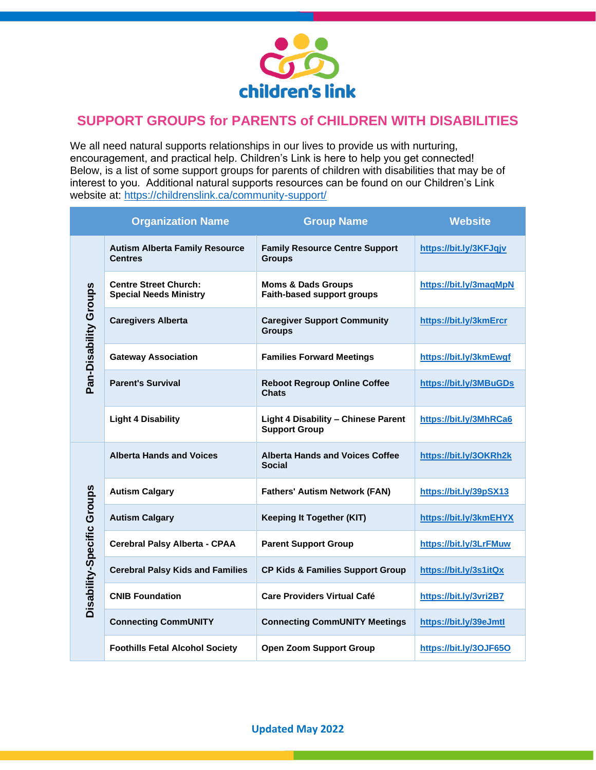children's link

# SUPPORT GROUPS for PARENTS of CHILDREN WITH DISABILITIES

We all need natural supports relationships in our lives to provide us with nurturing, encouragement, and practical help. Children's Link is here to help you get connected! Below, is a list of some support groups for parents of children with disabilities that may be of interest to you. Additional natural supports resources can be found on our Children's Link website at: https://childrenslink.ca/community-support/

| | Organization Name | Group Name | Website |
|---|---|---|---|
| Pan-Disability Groups | **Autism Alberta Family Resource Centres** | **Family Resource Centre Support Groups** | https://bit.ly/3KFJqjv |
| | **Centre Street Church: Special Needs Ministry** | **Moms & Dads Groups Faith-based support groups** | https://bit.ly/3maqMpN |
| | **Caregivers Alberta** | **Caregiver Support Community Groups** | https://bit.ly/3kmErcr |
| | **Gateway Association** | **Families Forward Meetings** | https://bit.ly/3kmEwgf |
| | **Parent's Survival** | **Reboot Regroup Online Coffee Chats** | https://bit.ly/3MBuGDs |
| | **Light 4 Disability** | **Light 4 Disability – Chinese Parent Support Group** | https://bit.ly/3MhRCa6 |
| Disability-Specific Groups | **Alberta Hands and Voices** | **Alberta Hands and Voices Coffee Social** | https://bit.ly/3OKRh2k |
| | **Autism Calgary** | **Fathers' Autism Network (FAN)** | https://bit.ly/39pSX13 |
| | **Autism Calgary** | **Keeping It Together (KIT)** | https://bit.ly/3kmEHYX |
| | **Cerebral Palsy Alberta - CPAA** | **Parent Support Group** | https://bit.ly/3LrFMuw |
| | **Cerebral Palsy Kids and Families** | **CP Kids & Families Support Group** | https://bit.ly/3s1itQx |
| | **CNIB Foundation** | **Care Providers Virtual Café** | https://bit.ly/3vri2B7 |
| | **Connecting CommUNITY** | **Connecting CommUNITY Meetings** | https://bit.ly/39eJmtl |
| | **Foothills Fetal Alcohol Society** | **Open Zoom Support Group** | https://bit.ly/3OJF65O |

Updated May 2022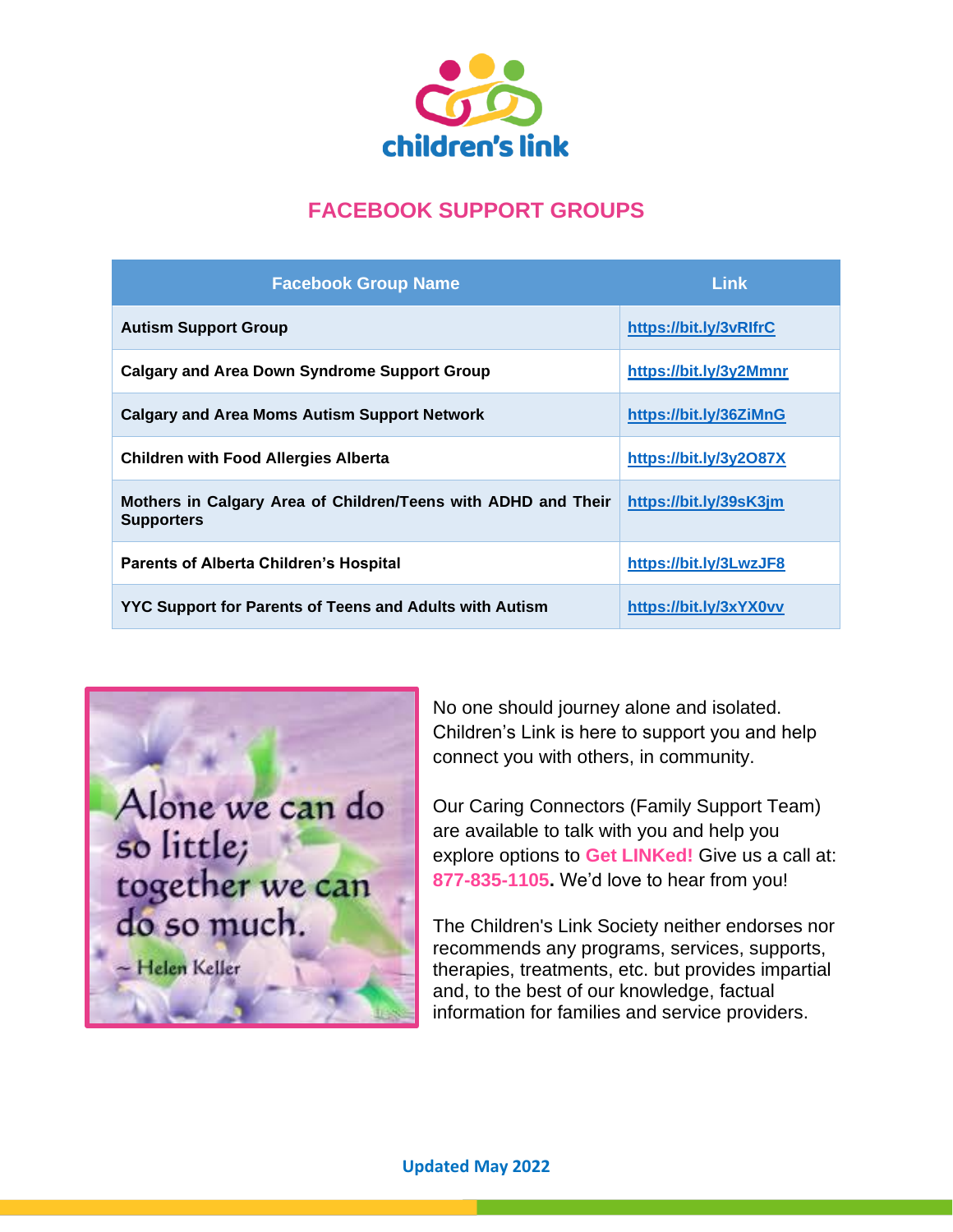# FACEBOOK SUPPORT GROUPS

| Facebook Group Name | Link |
|---|---|
| **Autism Support Group** | https://bit.ly/3vRIfrC |
| **Calgary and Area Down Syndrome Support Group** | https://bit.ly/3y2Mmnr |
| **Calgary and Area Moms Autism Support Network** | https://bit.ly/36ZiMnG |
| **Children with Food Allergies Alberta** | https://bit.ly/3y2O87X |
| **Mothers in Calgary Area of Children/Teens with ADHD and Their Supporters** | https://bit.ly/39sK3jm |
| **Parents of Alberta Children's Hospital** | https://bit.ly/3LwzJF8 |
| **YYC Support for Parents of Teens and Adults with Autism** | https://bit.ly/3xYX0vv |

Alone we can do so little; together we can do so much.
~ Helen Keller

No one should journey alone and isolated. Children's Link is here to support you and help connect you with others, in community.

Our Caring Connectors (Family Support Team) are available to talk with you and help you explore options to **Get LINKed!** Give us a call at: **877-835-1105.** We'd love to hear from you!

The Children's Link Society neither endorses nor recommends any programs, services, supports, therapies, treatments, etc. but provides impartial and, to the best of our knowledge, factual information for families and service providers.

**Updated May 2022**